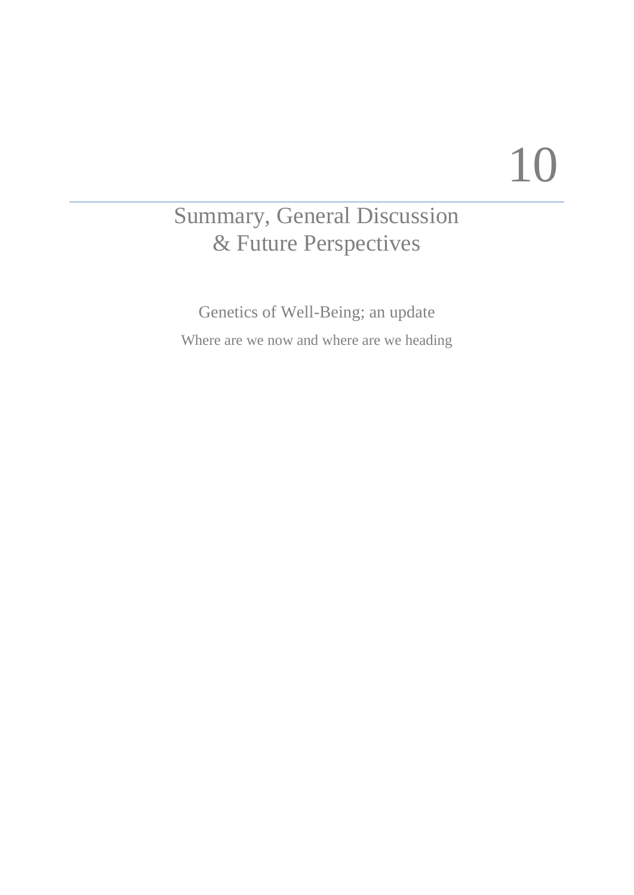# 10

# Summary, General Discussion & Future Perspectives

## Genetics of Well-Being; an update

### Where are we now and where are we heading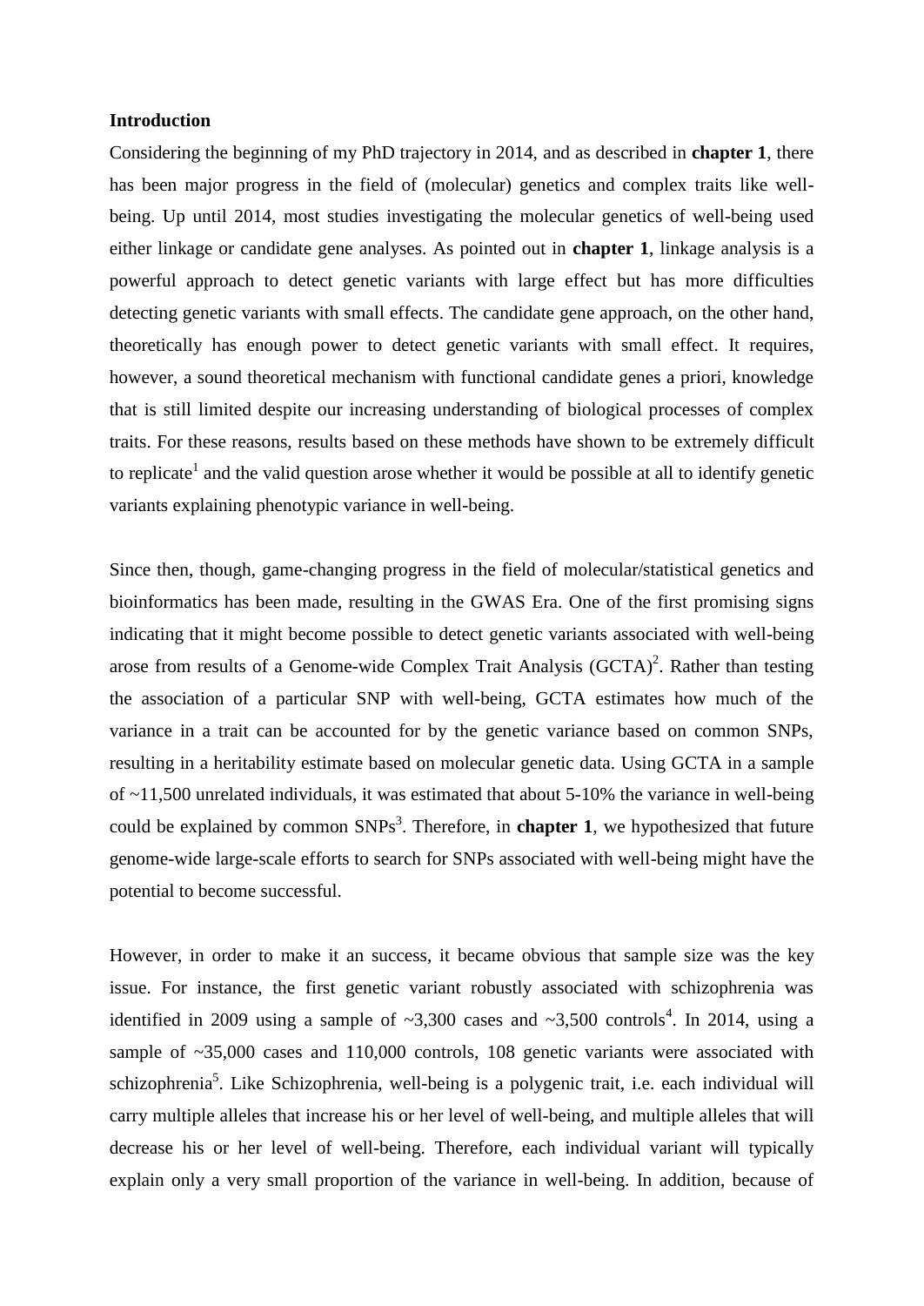**Introduction**

Considering the beginning of my PhD trajectory in 2014, and as described in **chapter 1**, there has been major progress in the field of (molecular) genetics and complex traits like well-being. Up until 2014, most studies investigating the molecular genetics of well-being used either linkage or candidate gene analyses. As pointed out in **chapter 1**, linkage analysis is a powerful approach to detect genetic variants with large effect but has more difficulties detecting genetic variants with small effects. The candidate gene approach, on the other hand, theoretically has enough power to detect genetic variants with small effect. It requires, however, a sound theoretical mechanism with functional candidate genes a priori, knowledge that is still limited despite our increasing understanding of biological processes of complex traits. For these reasons, results based on these methods have shown to be extremely difficult to replicate[1] and the valid question arose whether it would be possible at all to identify genetic variants explaining phenotypic variance in well-being.

Since then, though, game-changing progress in the field of molecular/statistical genetics and bioinformatics has been made, resulting in the GWAS Era. One of the first promising signs indicating that it might become possible to detect genetic variants associated with well-being arose from results of a Genome-wide Complex Trait Analysis (GCTA)[2]. Rather than testing the association of a particular SNP with well-being, GCTA estimates how much of the variance in a trait can be accounted for by the genetic variance based on common SNPs, resulting in a heritability estimate based on molecular genetic data. Using GCTA in a sample of ~11,500 unrelated individuals, it was estimated that about 5-10% the variance in well-being could be explained by common SNPs[3]. Therefore, in **chapter 1**, we hypothesized that future genome-wide large-scale efforts to search for SNPs associated with well-being might have the potential to become successful.

However, in order to make it an success, it became obvious that sample size was the key issue. For instance, the first genetic variant robustly associated with schizophrenia was identified in 2009 using a sample of ~3,300 cases and ~3,500 controls[4]. In 2014, using a sample of ~35,000 cases and 110,000 controls, 108 genetic variants were associated with schizophrenia[5]. Like Schizophrenia, well-being is a polygenic trait, i.e. each individual will carry multiple alleles that increase his or her level of well-being, and multiple alleles that will decrease his or her level of well-being. Therefore, each individual variant will typically explain only a very small proportion of the variance in well-being. In addition, because of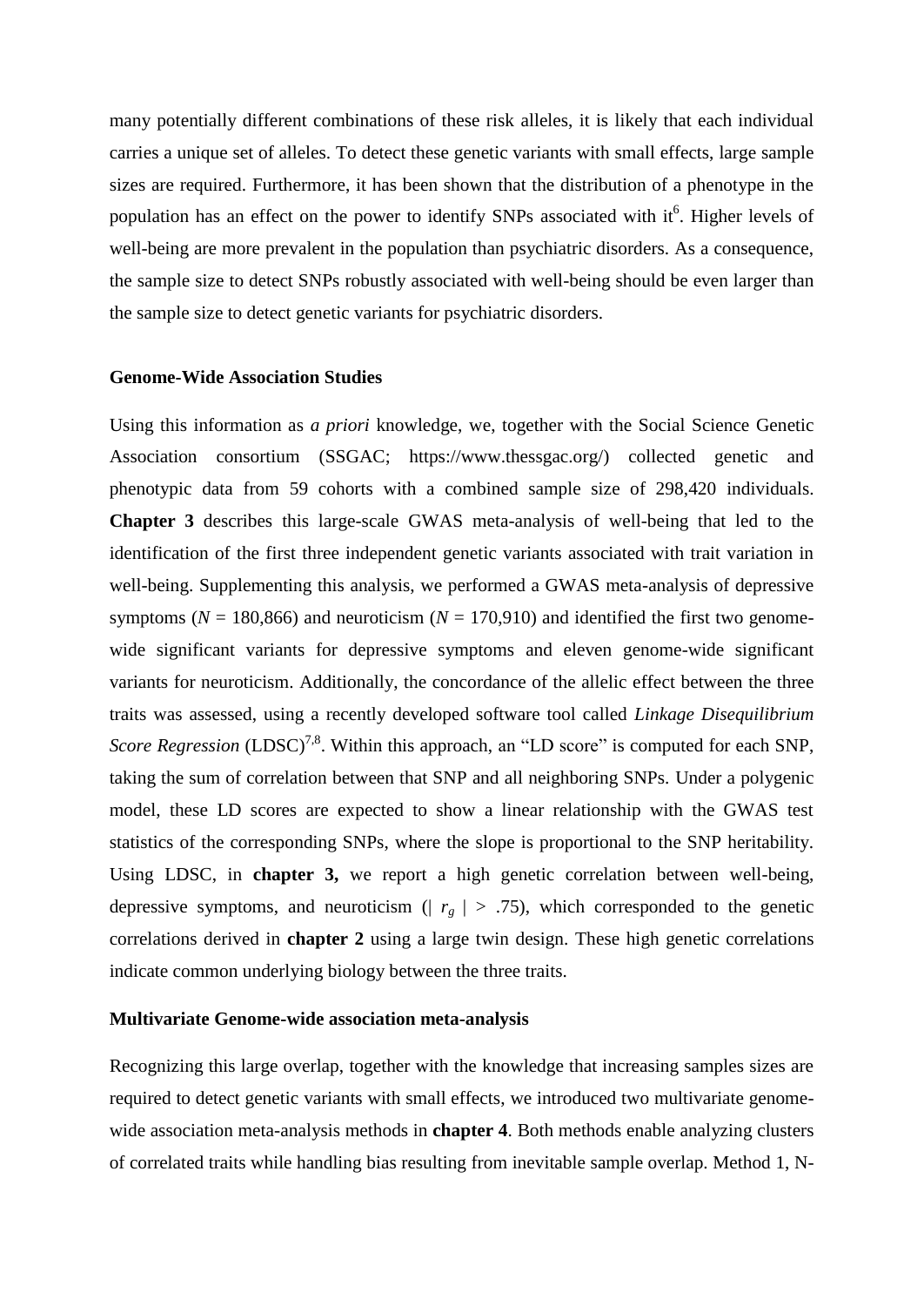many potentially different combinations of these risk alleles, it is likely that each individual carries a unique set of alleles. To detect these genetic variants with small effects, large sample sizes are required. Furthermore, it has been shown that the distribution of a phenotype in the population has an effect on the power to identify SNPs associated with it[6]. Higher levels of well-being are more prevalent in the population than psychiatric disorders. As a consequence, the sample size to detect SNPs robustly associated with well-being should be even larger than the sample size to detect genetic variants for psychiatric disorders.

**Genome-Wide Association Studies**

Using this information as *a priori* knowledge, we, together with the Social Science Genetic Association consortium (SSGAC; https://www.thessgac.org/) collected genetic and phenotypic data from 59 cohorts with a combined sample size of 298,420 individuals. **Chapter 3** describes this large-scale GWAS meta-analysis of well-being that led to the identification of the first three independent genetic variants associated with trait variation in well-being. Supplementing this analysis, we performed a GWAS meta-analysis of depressive symptoms ($N$ = 180,866) and neuroticism ($N$ = 170,910) and identified the first two genome-wide significant variants for depressive symptoms and eleven genome-wide significant variants for neuroticism. Additionally, the concordance of the allelic effect between the three traits was assessed, using a recently developed software tool called *Linkage Disequilibrium Score Regression* (LDSC)[7,8]. Within this approach, an "LD score" is computed for each SNP, taking the sum of correlation between that SNP and all neighboring SNPs. Under a polygenic model, these LD scores are expected to show a linear relationship with the GWAS test statistics of the corresponding SNPs, where the slope is proportional to the SNP heritability. Using LDSC, in **chapter 3,** we report a high genetic correlation between well-being, depressive symptoms, and neuroticism ($| r_g | > .75$), which corresponded to the genetic correlations derived in **chapter 2** using a large twin design. These high genetic correlations indicate common underlying biology between the three traits.

**Multivariate Genome-wide association meta-analysis**

Recognizing this large overlap, together with the knowledge that increasing samples sizes are required to detect genetic variants with small effects, we introduced two multivariate genome-wide association meta-analysis methods in **chapter 4**. Both methods enable analyzing clusters of correlated traits while handling bias resulting from inevitable sample overlap. Method 1, N-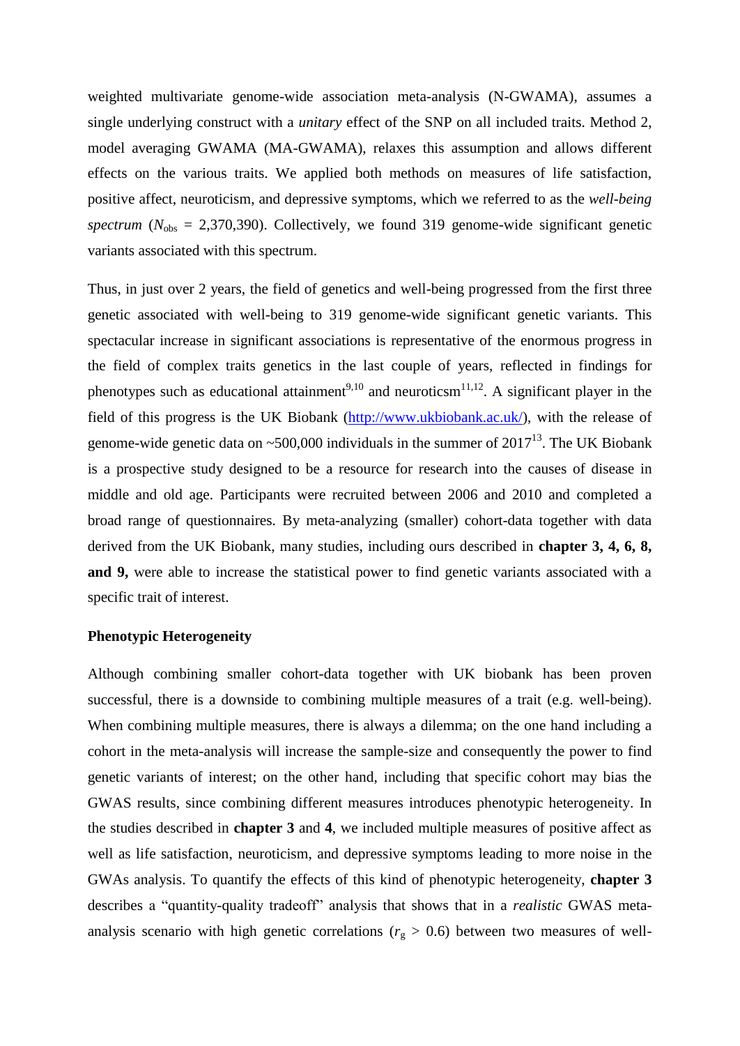weighted multivariate genome-wide association meta-analysis (N-GWAMA), assumes a single underlying construct with a *unitary* effect of the SNP on all included traits. Method 2, model averaging GWAMA (MA-GWAMA), relaxes this assumption and allows different effects on the various traits. We applied both methods on measures of life satisfaction, positive affect, neuroticism, and depressive symptoms, which we referred to as the *well-being spectrum* ($N_{\text{obs}}$ = 2,370,390). Collectively, we found 319 genome-wide significant genetic variants associated with this spectrum.

Thus, in just over 2 years, the field of genetics and well-being progressed from the first three genetic associated with well-being to 319 genome-wide significant genetic variants. This spectacular increase in significant associations is representative of the enormous progress in the field of complex traits genetics in the last couple of years, reflected in findings for phenotypes such as educational attainment[9,10] and neuroticsm[11,12]. A significant player in the field of this progress is the UK Biobank (http://www.ukbiobank.ac.uk/), with the release of genome-wide genetic data on ~500,000 individuals in the summer of 2017[13]. The UK Biobank is a prospective study designed to be a resource for research into the causes of disease in middle and old age. Participants were recruited between 2006 and 2010 and completed a broad range of questionnaires. By meta-analyzing (smaller) cohort-data together with data derived from the UK Biobank, many studies, including ours described in **chapter 3, 4, 6, 8, and 9,** were able to increase the statistical power to find genetic variants associated with a specific trait of interest.

### Phenotypic Heterogeneity

Although combining smaller cohort-data together with UK biobank has been proven successful, there is a downside to combining multiple measures of a trait (e.g. well-being). When combining multiple measures, there is always a dilemma; on the one hand including a cohort in the meta-analysis will increase the sample-size and consequently the power to find genetic variants of interest; on the other hand, including that specific cohort may bias the GWAS results, since combining different measures introduces phenotypic heterogeneity. In the studies described in **chapter 3** and **4**, we included multiple measures of positive affect as well as life satisfaction, neuroticism, and depressive symptoms leading to more noise in the GWAs analysis. To quantify the effects of this kind of phenotypic heterogeneity, **chapter 3** describes a "quantity-quality tradeoff" analysis that shows that in a *realistic* GWAS meta-analysis scenario with high genetic correlations ($r_g$ > 0.6) between two measures of well-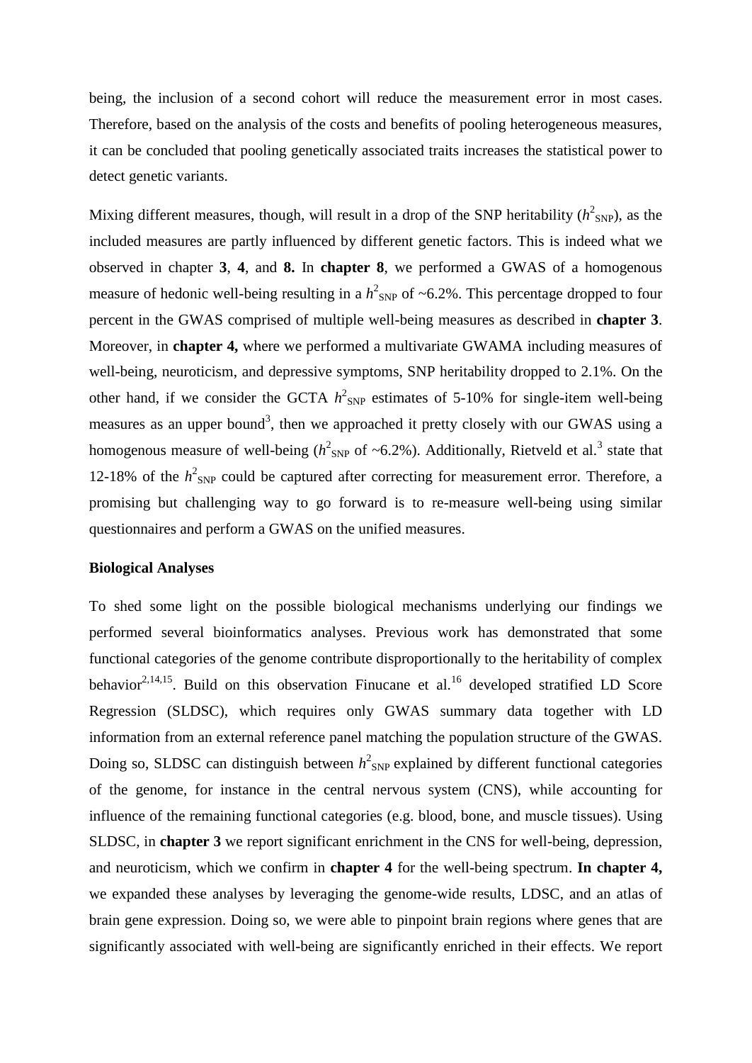being, the inclusion of a second cohort will reduce the measurement error in most cases. Therefore, based on the analysis of the costs and benefits of pooling heterogeneous measures, it can be concluded that pooling genetically associated traits increases the statistical power to detect genetic variants.

Mixing different measures, though, will result in a drop of the SNP heritability ($h^2_{SNP}$), as the included measures are partly influenced by different genetic factors. This is indeed what we observed in chapter **3**, **4**, and **8.** In **chapter 8**, we performed a GWAS of a homogenous measure of hedonic well-being resulting in a $h^2_{SNP}$ of ~6.2%. This percentage dropped to four percent in the GWAS comprised of multiple well-being measures as described in **chapter 3**. Moreover, in **chapter 4,** where we performed a multivariate GWAMA including measures of well-being, neuroticism, and depressive symptoms, SNP heritability dropped to 2.1%. On the other hand, if we consider the GCTA $h^2_{SNP}$ estimates of 5-10% for single-item well-being measures as an upper bound[3], then we approached it pretty closely with our GWAS using a homogenous measure of well-being ($h^2_{SNP}$ of ~6.2%). Additionally, Rietveld et al.[3] state that 12-18% of the $h^2_{SNP}$ could be captured after correcting for measurement error. Therefore, a promising but challenging way to go forward is to re-measure well-being using similar questionnaires and perform a GWAS on the unified measures.

**Biological Analyses**

To shed some light on the possible biological mechanisms underlying our findings we performed several bioinformatics analyses. Previous work has demonstrated that some functional categories of the genome contribute disproportionally to the heritability of complex behavior[2,14,15]. Build on this observation Finucane et al.[16] developed stratified LD Score Regression (SLDSC), which requires only GWAS summary data together with LD information from an external reference panel matching the population structure of the GWAS. Doing so, SLDSC can distinguish between $h^2_{SNP}$ explained by different functional categories of the genome, for instance in the central nervous system (CNS), while accounting for influence of the remaining functional categories (e.g. blood, bone, and muscle tissues). Using SLDSC, in **chapter 3** we report significant enrichment in the CNS for well-being, depression, and neuroticism, which we confirm in **chapter 4** for the well-being spectrum. **In chapter 4,** we expanded these analyses by leveraging the genome-wide results, LDSC, and an atlas of brain gene expression. Doing so, we were able to pinpoint brain regions where genes that are significantly associated with well-being are significantly enriched in their effects. We report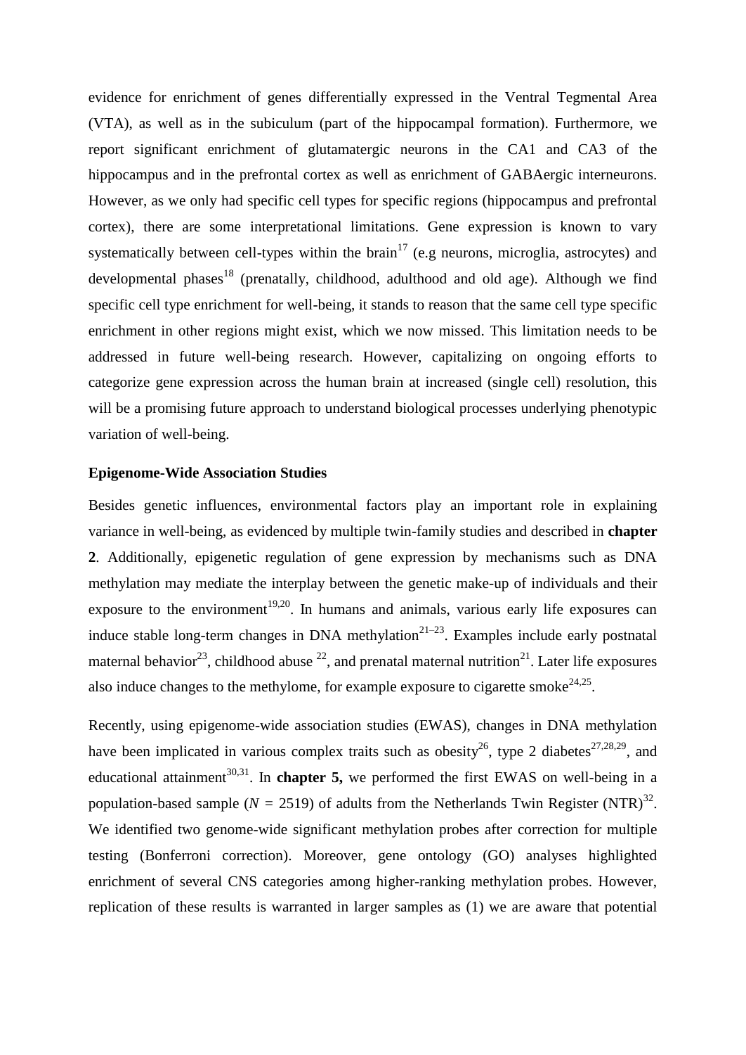evidence for enrichment of genes differentially expressed in the Ventral Tegmental Area (VTA), as well as in the subiculum (part of the hippocampal formation). Furthermore, we report significant enrichment of glutamatergic neurons in the CA1 and CA3 of the hippocampus and in the prefrontal cortex as well as enrichment of GABAergic interneurons. However, as we only had specific cell types for specific regions (hippocampus and prefrontal cortex), there are some interpretational limitations. Gene expression is known to vary systematically between cell-types within the brain[17] (e.g neurons, microglia, astrocytes) and developmental phases[18] (prenatally, childhood, adulthood and old age). Although we find specific cell type enrichment for well-being, it stands to reason that the same cell type specific enrichment in other regions might exist, which we now missed. This limitation needs to be addressed in future well-being research. However, capitalizing on ongoing efforts to categorize gene expression across the human brain at increased (single cell) resolution, this will be a promising future approach to understand biological processes underlying phenotypic variation of well-being.

### Epigenome-Wide Association Studies

Besides genetic influences, environmental factors play an important role in explaining variance in well-being, as evidenced by multiple twin-family studies and described in **chapter 2**. Additionally, epigenetic regulation of gene expression by mechanisms such as DNA methylation may mediate the interplay between the genetic make-up of individuals and their exposure to the environment[19,20]. In humans and animals, various early life exposures can induce stable long-term changes in DNA methylation[21–23]. Examples include early postnatal maternal behavior[23], childhood abuse [22], and prenatal maternal nutrition[21]. Later life exposures also induce changes to the methylome, for example exposure to cigarette smoke[24,25].

Recently, using epigenome-wide association studies (EWAS), changes in DNA methylation have been implicated in various complex traits such as obesity[26], type 2 diabetes[27,28,29], and educational attainment[30,31]. In **chapter 5,** we performed the first EWAS on well-being in a population-based sample ($N$ = 2519) of adults from the Netherlands Twin Register (NTR)[32]. We identified two genome-wide significant methylation probes after correction for multiple testing (Bonferroni correction). Moreover, gene ontology (GO) analyses highlighted enrichment of several CNS categories among higher-ranking methylation probes. However, replication of these results is warranted in larger samples as (1) we are aware that potential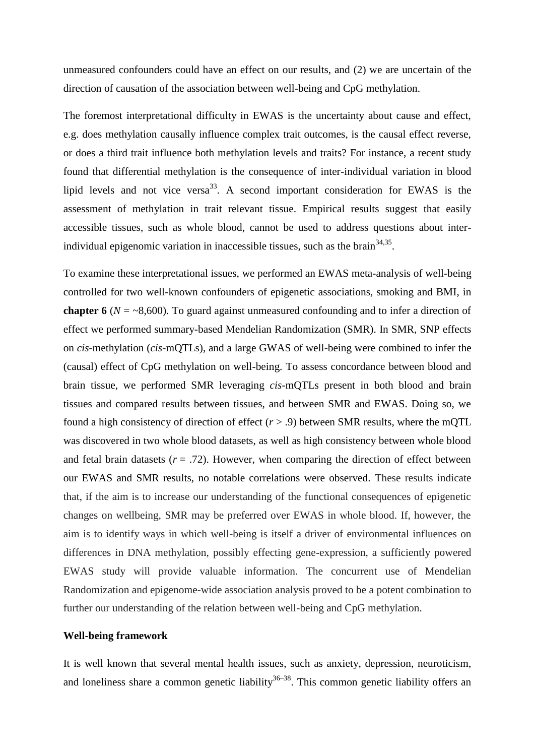unmeasured confounders could have an effect on our results, and (2) we are uncertain of the direction of causation of the association between well-being and CpG methylation.

The foremost interpretational difficulty in EWAS is the uncertainty about cause and effect, e.g. does methylation causally influence complex trait outcomes, is the causal effect reverse, or does a third trait influence both methylation levels and traits? For instance, a recent study found that differential methylation is the consequence of inter-individual variation in blood lipid levels and not vice versa[33]. A second important consideration for EWAS is the assessment of methylation in trait relevant tissue. Empirical results suggest that easily accessible tissues, such as whole blood, cannot be used to address questions about inter-individual epigenomic variation in inaccessible tissues, such as the brain[34,35].

To examine these interpretational issues, we performed an EWAS meta-analysis of well-being controlled for two well-known confounders of epigenetic associations, smoking and BMI, in **chapter 6** ($N$ = ~8,600). To guard against unmeasured confounding and to infer a direction of effect we performed summary-based Mendelian Randomization (SMR). In SMR, SNP effects on *cis*-methylation (*cis*-mQTLs), and a large GWAS of well-being were combined to infer the (causal) effect of CpG methylation on well-being. To assess concordance between blood and brain tissue, we performed SMR leveraging *cis*-mQTLs present in both blood and brain tissues and compared results between tissues, and between SMR and EWAS. Doing so, we found a high consistency of direction of effect ($r > .9$) between SMR results, where the mQTL was discovered in two whole blood datasets, as well as high consistency between whole blood and fetal brain datasets ($r = .72$). However, when comparing the direction of effect between our EWAS and SMR results, no notable correlations were observed. These results indicate that, if the aim is to increase our understanding of the functional consequences of epigenetic changes on wellbeing, SMR may be preferred over EWAS in whole blood. If, however, the aim is to identify ways in which well-being is itself a driver of environmental influences on differences in DNA methylation, possibly effecting gene-expression, a sufficiently powered EWAS study will provide valuable information. The concurrent use of Mendelian Randomization and epigenome-wide association analysis proved to be a potent combination to further our understanding of the relation between well-being and CpG methylation.

### Well-being framework

It is well known that several mental health issues, such as anxiety, depression, neuroticism, and loneliness share a common genetic liability[36–38]. This common genetic liability offers an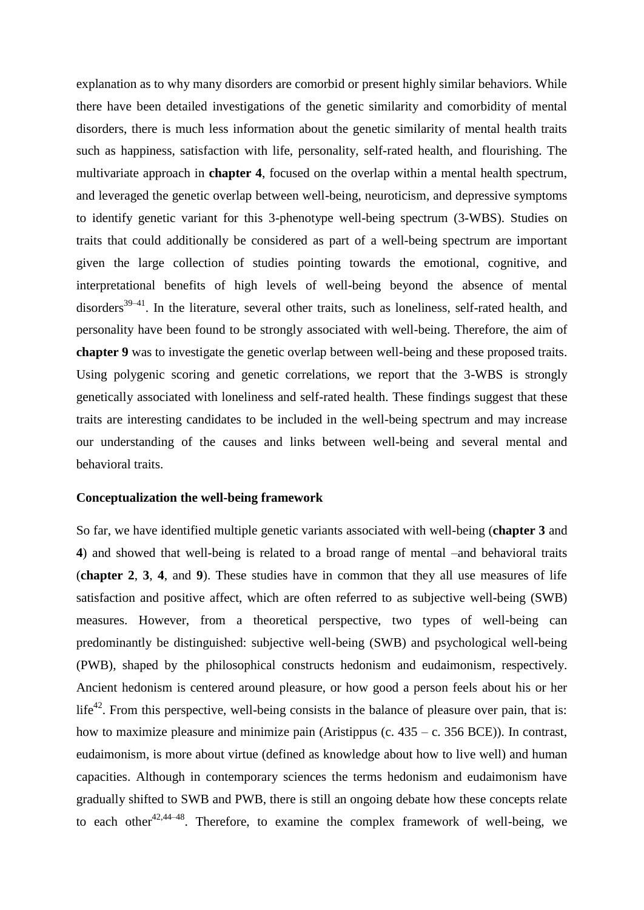explanation as to why many disorders are comorbid or present highly similar behaviors. While there have been detailed investigations of the genetic similarity and comorbidity of mental disorders, there is much less information about the genetic similarity of mental health traits such as happiness, satisfaction with life, personality, self-rated health, and flourishing. The multivariate approach in **chapter 4**, focused on the overlap within a mental health spectrum, and leveraged the genetic overlap between well-being, neuroticism, and depressive symptoms to identify genetic variant for this 3-phenotype well-being spectrum (3-WBS). Studies on traits that could additionally be considered as part of a well-being spectrum are important given the large collection of studies pointing towards the emotional, cognitive, and interpretational benefits of high levels of well-being beyond the absence of mental disorders[39–41]. In the literature, several other traits, such as loneliness, self-rated health, and personality have been found to be strongly associated with well-being. Therefore, the aim of **chapter 9** was to investigate the genetic overlap between well-being and these proposed traits. Using polygenic scoring and genetic correlations, we report that the 3-WBS is strongly genetically associated with loneliness and self-rated health. These findings suggest that these traits are interesting candidates to be included in the well-being spectrum and may increase our understanding of the causes and links between well-being and several mental and behavioral traits.

**Conceptualization the well-being framework**

So far, we have identified multiple genetic variants associated with well-being (**chapter 3** and **4**) and showed that well-being is related to a broad range of mental –and behavioral traits (**chapter 2**, **3**, **4**, and **9**). These studies have in common that they all use measures of life satisfaction and positive affect, which are often referred to as subjective well-being (SWB) measures. However, from a theoretical perspective, two types of well-being can predominantly be distinguished: subjective well-being (SWB) and psychological well-being (PWB), shaped by the philosophical constructs hedonism and eudaimonism, respectively. Ancient hedonism is centered around pleasure, or how good a person feels about his or her life[42]. From this perspective, well-being consists in the balance of pleasure over pain, that is: how to maximize pleasure and minimize pain (Aristippus (c. 435 – c. 356 BCE)). In contrast, eudaimonism, is more about virtue (defined as knowledge about how to live well) and human capacities. Although in contemporary sciences the terms hedonism and eudaimonism have gradually shifted to SWB and PWB, there is still an ongoing debate how these concepts relate to each other[42,44–48]. Therefore, to examine the complex framework of well-being, we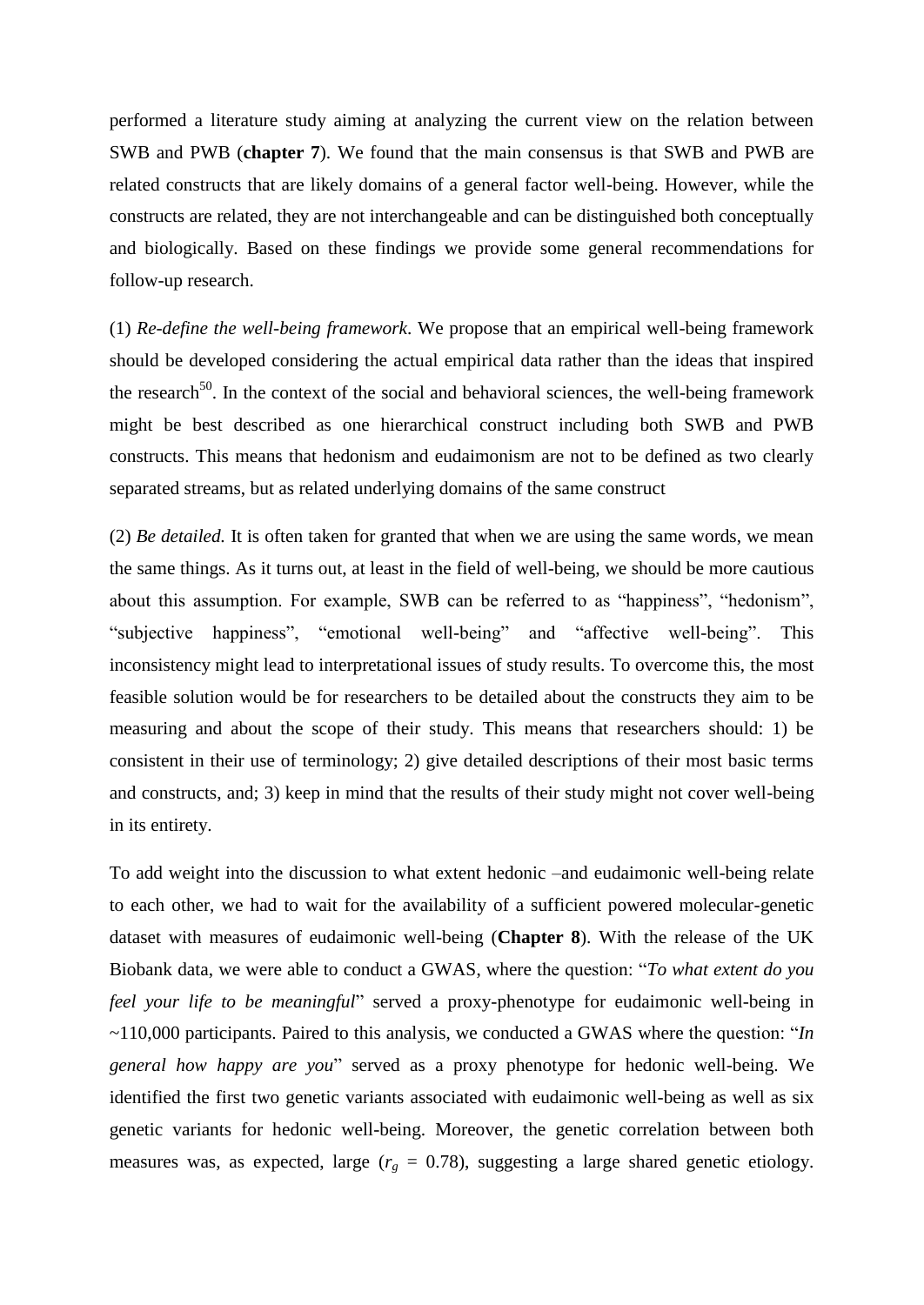performed a literature study aiming at analyzing the current view on the relation between SWB and PWB (**chapter 7**). We found that the main consensus is that SWB and PWB are related constructs that are likely domains of a general factor well-being. However, while the constructs are related, they are not interchangeable and can be distinguished both conceptually and biologically. Based on these findings we provide some general recommendations for follow-up research.

(1) *Re-define the well-being framework*. We propose that an empirical well-being framework should be developed considering the actual empirical data rather than the ideas that inspired the research[50]. In the context of the social and behavioral sciences, the well-being framework might be best described as one hierarchical construct including both SWB and PWB constructs. This means that hedonism and eudaimonism are not to be defined as two clearly separated streams, but as related underlying domains of the same construct

(2) *Be detailed.* It is often taken for granted that when we are using the same words, we mean the same things. As it turns out, at least in the field of well-being, we should be more cautious about this assumption. For example, SWB can be referred to as "happiness", "hedonism", "subjective happiness", "emotional well-being" and "affective well-being". This inconsistency might lead to interpretational issues of study results. To overcome this, the most feasible solution would be for researchers to be detailed about the constructs they aim to be measuring and about the scope of their study. This means that researchers should: 1) be consistent in their use of terminology; 2) give detailed descriptions of their most basic terms and constructs, and; 3) keep in mind that the results of their study might not cover well-being in its entirety.

To add weight into the discussion to what extent hedonic –and eudaimonic well-being relate to each other, we had to wait for the availability of a sufficient powered molecular-genetic dataset with measures of eudaimonic well-being (**Chapter 8**). With the release of the UK Biobank data, we were able to conduct a GWAS, where the question: "*To what extent do you feel your life to be meaningful*" served a proxy-phenotype for eudaimonic well-being in ~110,000 participants. Paired to this analysis, we conducted a GWAS where the question: "*In general how happy are you*" served as a proxy phenotype for hedonic well-being. We identified the first two genetic variants associated with eudaimonic well-being as well as six genetic variants for hedonic well-being. Moreover, the genetic correlation between both measures was, as expected, large ($r_g$ = 0.78), suggesting a large shared genetic etiology.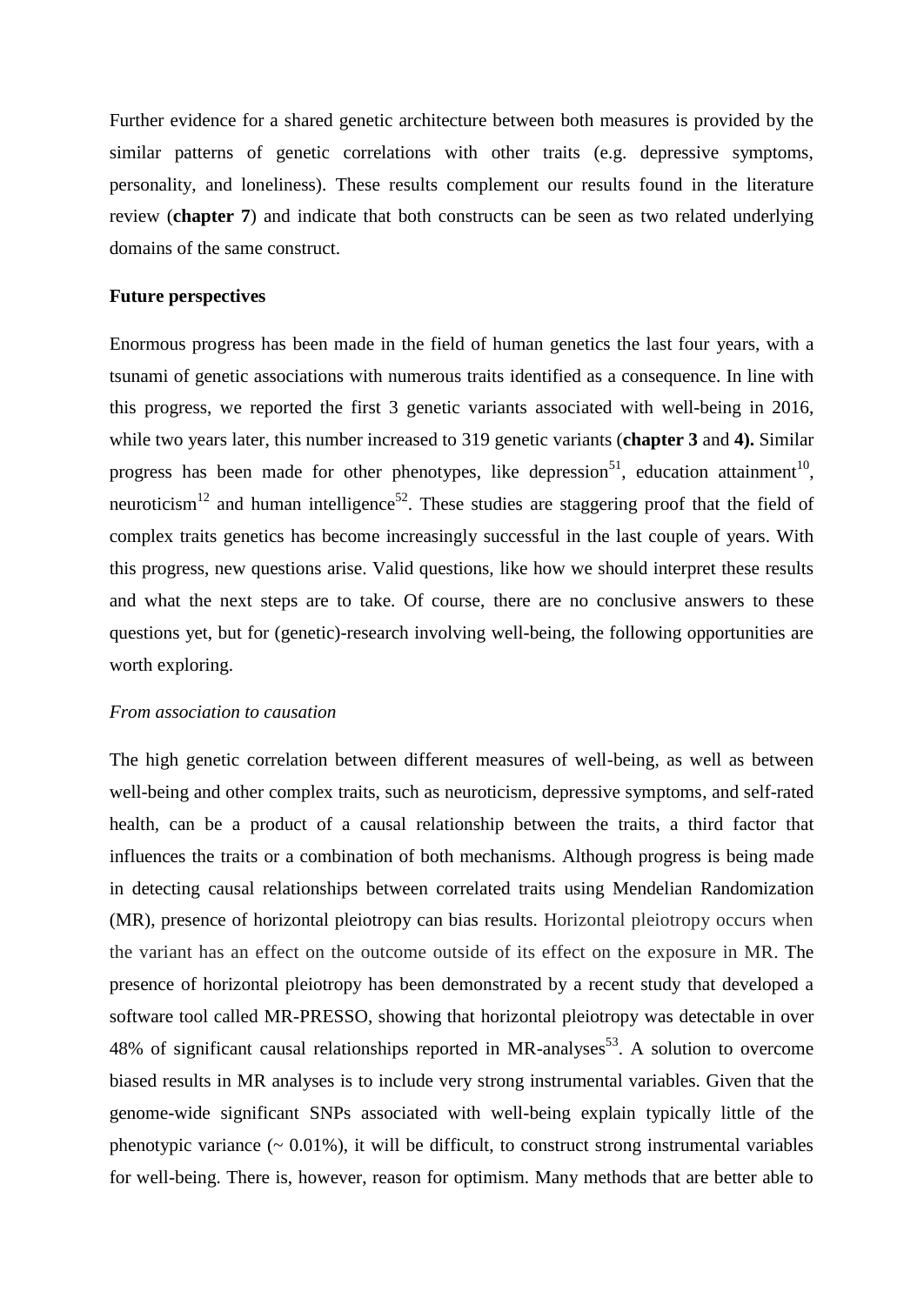Further evidence for a shared genetic architecture between both measures is provided by the similar patterns of genetic correlations with other traits (e.g. depressive symptoms, personality, and loneliness). These results complement our results found in the literature review (**chapter 7**) and indicate that both constructs can be seen as two related underlying domains of the same construct.

**Future perspectives**

Enormous progress has been made in the field of human genetics the last four years, with a tsunami of genetic associations with numerous traits identified as a consequence. In line with this progress, we reported the first 3 genetic variants associated with well-being in 2016, while two years later, this number increased to 319 genetic variants (**chapter 3** and **4).** Similar progress has been made for other phenotypes, like depression[51], education attainment[10], neuroticism[12] and human intelligence[52]. These studies are staggering proof that the field of complex traits genetics has become increasingly successful in the last couple of years. With this progress, new questions arise. Valid questions, like how we should interpret these results and what the next steps are to take. Of course, there are no conclusive answers to these questions yet, but for (genetic)-research involving well-being, the following opportunities are worth exploring.

*From association to causation*

The high genetic correlation between different measures of well-being, as well as between well-being and other complex traits, such as neuroticism, depressive symptoms, and self-rated health, can be a product of a causal relationship between the traits, a third factor that influences the traits or a combination of both mechanisms. Although progress is being made in detecting causal relationships between correlated traits using Mendelian Randomization (MR), presence of horizontal pleiotropy can bias results. Horizontal pleiotropy occurs when the variant has an effect on the outcome outside of its effect on the exposure in MR. The presence of horizontal pleiotropy has been demonstrated by a recent study that developed a software tool called MR-PRESSO, showing that horizontal pleiotropy was detectable in over 48% of significant causal relationships reported in MR-analyses[53]. A solution to overcome biased results in MR analyses is to include very strong instrumental variables. Given that the genome-wide significant SNPs associated with well-being explain typically little of the phenotypic variance (~ 0.01%), it will be difficult, to construct strong instrumental variables for well-being. There is, however, reason for optimism. Many methods that are better able to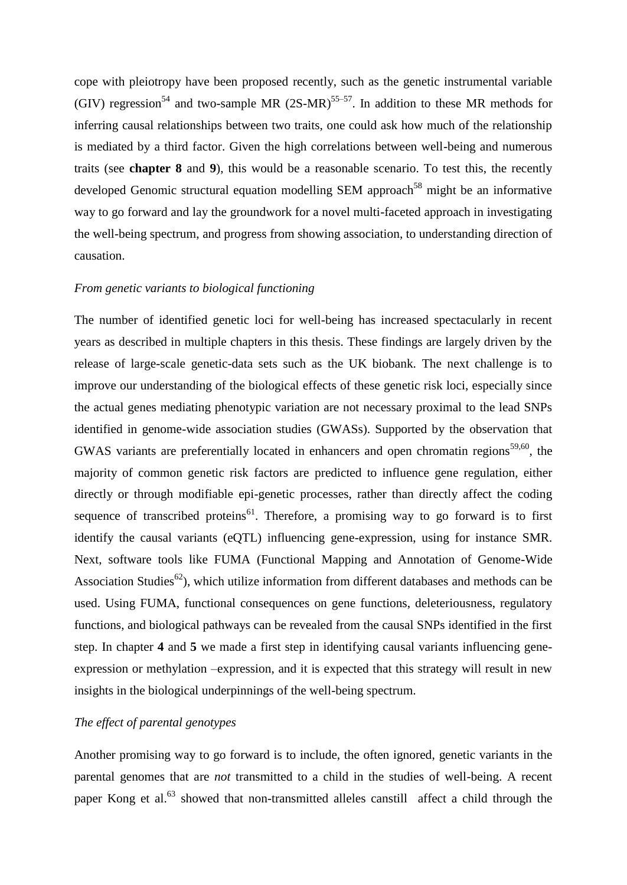cope with pleiotropy have been proposed recently, such as the genetic instrumental variable (GIV) regression[54] and two-sample MR (2S-MR)[55–57]. In addition to these MR methods for inferring causal relationships between two traits, one could ask how much of the relationship is mediated by a third factor. Given the high correlations between well-being and numerous traits (see **chapter 8** and **9**), this would be a reasonable scenario. To test this, the recently developed Genomic structural equation modelling SEM approach[58] might be an informative way to go forward and lay the groundwork for a novel multi-faceted approach in investigating the well-being spectrum, and progress from showing association, to understanding direction of causation.

*From genetic variants to biological functioning*

The number of identified genetic loci for well-being has increased spectacularly in recent years as described in multiple chapters in this thesis. These findings are largely driven by the release of large-scale genetic-data sets such as the UK biobank. The next challenge is to improve our understanding of the biological effects of these genetic risk loci, especially since the actual genes mediating phenotypic variation are not necessary proximal to the lead SNPs identified in genome-wide association studies (GWASs). Supported by the observation that GWAS variants are preferentially located in enhancers and open chromatin regions[59,60], the majority of common genetic risk factors are predicted to influence gene regulation, either directly or through modifiable epi-genetic processes, rather than directly affect the coding sequence of transcribed proteins[61]. Therefore, a promising way to go forward is to first identify the causal variants (eQTL) influencing gene-expression, using for instance SMR. Next, software tools like FUMA (Functional Mapping and Annotation of Genome-Wide Association Studies[62]), which utilize information from different databases and methods can be used. Using FUMA, functional consequences on gene functions, deleteriousness, regulatory functions, and biological pathways can be revealed from the causal SNPs identified in the first step. In chapter **4** and **5** we made a first step in identifying causal variants influencing gene-expression or methylation –expression, and it is expected that this strategy will result in new insights in the biological underpinnings of the well-being spectrum.

*The effect of parental genotypes*

Another promising way to go forward is to include, the often ignored, genetic variants in the parental genomes that are *not* transmitted to a child in the studies of well-being. A recent paper Kong et al.[63] showed that non-transmitted alleles canstill  affect a child through the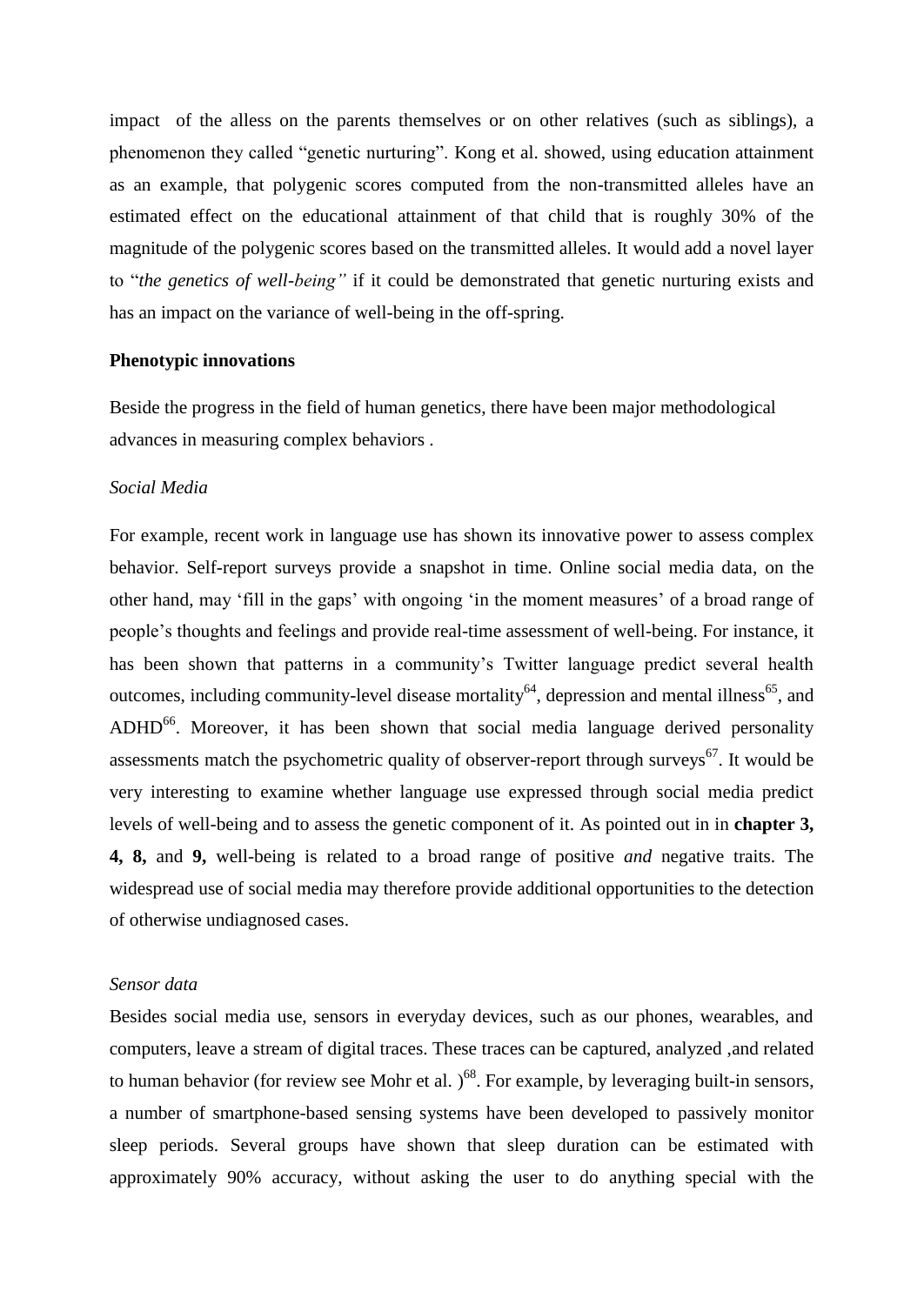impact of the alless on the parents themselves or on other relatives (such as siblings), a phenomenon they called "genetic nurturing". Kong et al. showed, using education attainment as an example, that polygenic scores computed from the non-transmitted alleles have an estimated effect on the educational attainment of that child that is roughly 30% of the magnitude of the polygenic scores based on the transmitted alleles. It would add a novel layer to "*the genetics of well-being"* if it could be demonstrated that genetic nurturing exists and has an impact on the variance of well-being in the off-spring.

**Phenotypic innovations**

Beside the progress in the field of human genetics, there have been major methodological advances in measuring complex behaviors .

*Social Media*

For example, recent work in language use has shown its innovative power to assess complex behavior. Self-report surveys provide a snapshot in time. Online social media data, on the other hand, may 'fill in the gaps' with ongoing 'in the moment measures' of a broad range of people's thoughts and feelings and provide real-time assessment of well-being. For instance, it has been shown that patterns in a community's Twitter language predict several health outcomes, including community-level disease mortality[64], depression and mental illness[65], and ADHD[66]. Moreover, it has been shown that social media language derived personality assessments match the psychometric quality of observer-report through surveys[67]. It would be very interesting to examine whether language use expressed through social media predict levels of well-being and to assess the genetic component of it. As pointed out in in **chapter 3, 4, 8,** and **9,** well-being is related to a broad range of positive *and* negative traits. The widespread use of social media may therefore provide additional opportunities to the detection of otherwise undiagnosed cases.

*Sensor data*

Besides social media use, sensors in everyday devices, such as our phones, wearables, and computers, leave a stream of digital traces. These traces can be captured, analyzed ,and related to human behavior (for review see Mohr et al. )[68]. For example, by leveraging built-in sensors, a number of smartphone-based sensing systems have been developed to passively monitor sleep periods. Several groups have shown that sleep duration can be estimated with approximately 90% accuracy, without asking the user to do anything special with the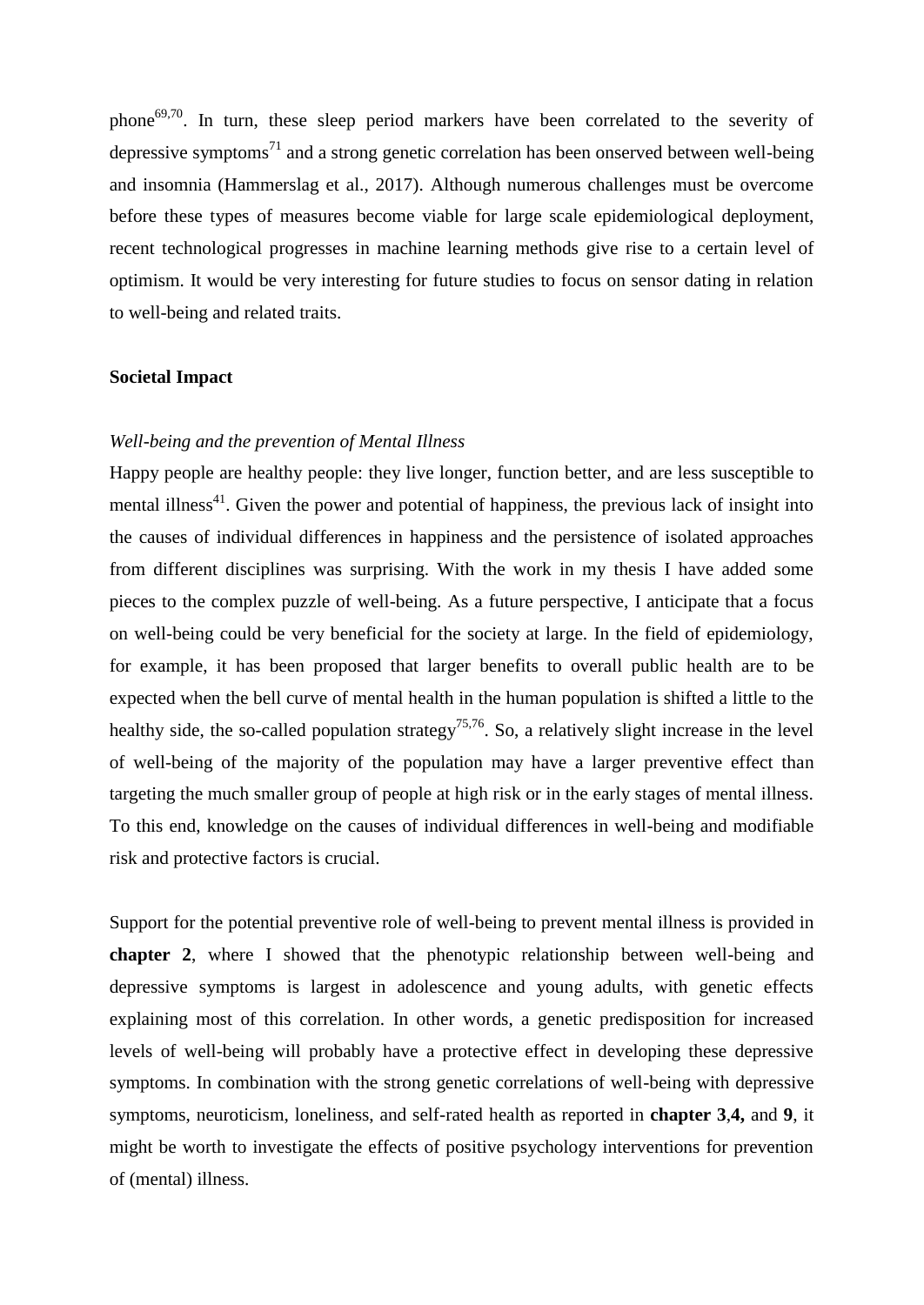phone[69,70]. In turn, these sleep period markers have been correlated to the severity of depressive symptoms[71] and a strong genetic correlation has been onserved between well-being and insomnia (Hammerslag et al., 2017). Although numerous challenges must be overcome before these types of measures become viable for large scale epidemiological deployment, recent technological progresses in machine learning methods give rise to a certain level of optimism. It would be very interesting for future studies to focus on sensor dating in relation to well-being and related traits.

**Societal Impact**

*Well-being and the prevention of Mental Illness*

Happy people are healthy people: they live longer, function better, and are less susceptible to mental illness[41]. Given the power and potential of happiness, the previous lack of insight into the causes of individual differences in happiness and the persistence of isolated approaches from different disciplines was surprising. With the work in my thesis I have added some pieces to the complex puzzle of well-being. As a future perspective, I anticipate that a focus on well-being could be very beneficial for the society at large. In the field of epidemiology, for example, it has been proposed that larger benefits to overall public health are to be expected when the bell curve of mental health in the human population is shifted a little to the healthy side, the so-called population strategy[75,76]. So, a relatively slight increase in the level of well-being of the majority of the population may have a larger preventive effect than targeting the much smaller group of people at high risk or in the early stages of mental illness. To this end, knowledge on the causes of individual differences in well-being and modifiable risk and protective factors is crucial.

Support for the potential preventive role of well-being to prevent mental illness is provided in **chapter 2**, where I showed that the phenotypic relationship between well-being and depressive symptoms is largest in adolescence and young adults, with genetic effects explaining most of this correlation. In other words, a genetic predisposition for increased levels of well-being will probably have a protective effect in developing these depressive symptoms. In combination with the strong genetic correlations of well-being with depressive symptoms, neuroticism, loneliness, and self-rated health as reported in **chapter 3**,**4,** and **9**, it might be worth to investigate the effects of positive psychology interventions for prevention of (mental) illness.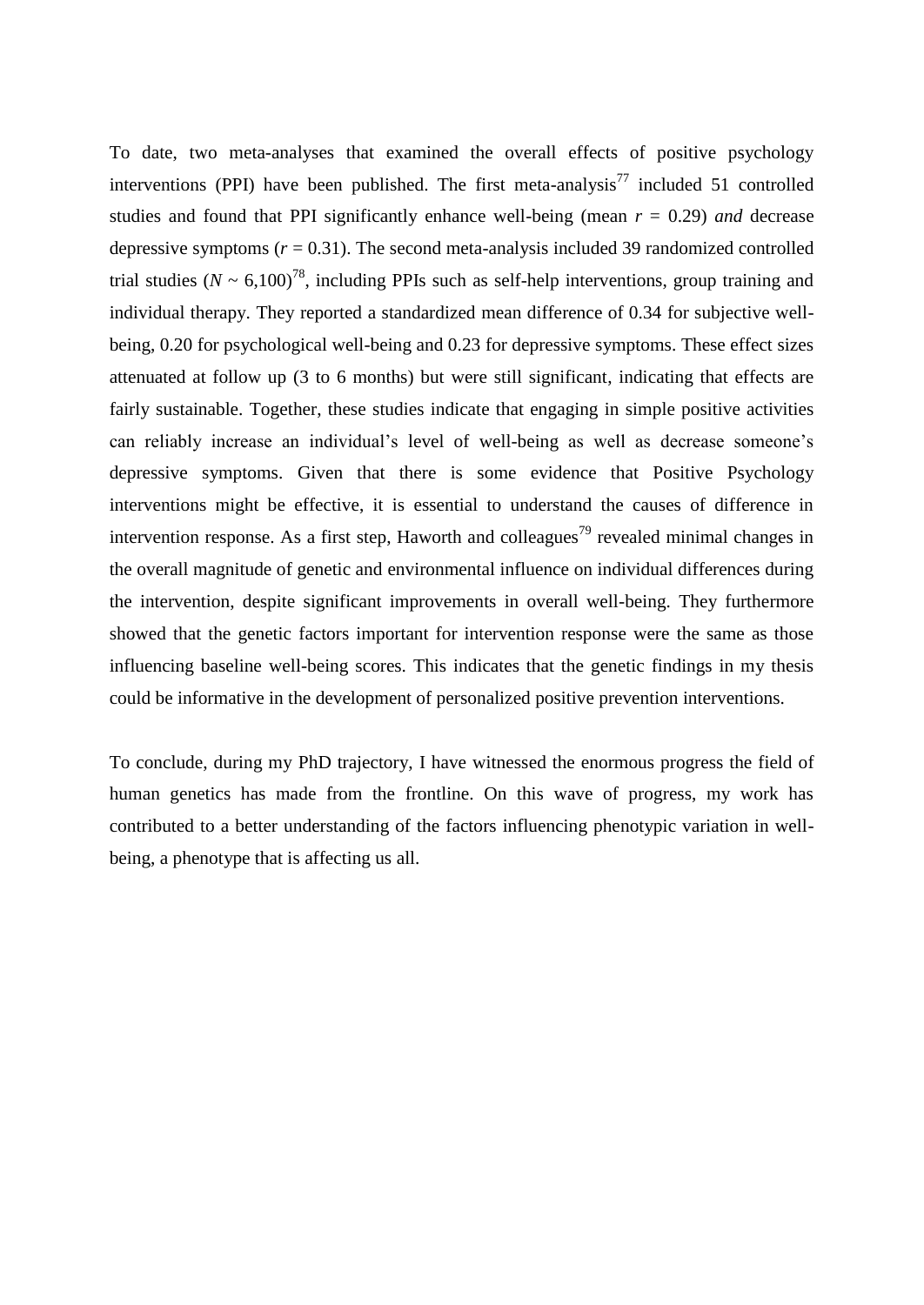To date, two meta-analyses that examined the overall effects of positive psychology interventions (PPI) have been published. The first meta-analysis[77] included 51 controlled studies and found that PPI significantly enhance well-being (mean $r$ = 0.29) *and* decrease depressive symptoms ($r$ = 0.31). The second meta-analysis included 39 randomized controlled trial studies ($N$ ~ 6,100)[78], including PPIs such as self-help interventions, group training and individual therapy. They reported a standardized mean difference of 0.34 for subjective well-being, 0.20 for psychological well-being and 0.23 for depressive symptoms. These effect sizes attenuated at follow up (3 to 6 months) but were still significant, indicating that effects are fairly sustainable. Together, these studies indicate that engaging in simple positive activities can reliably increase an individual's level of well-being as well as decrease someone's depressive symptoms. Given that there is some evidence that Positive Psychology interventions might be effective, it is essential to understand the causes of difference in intervention response. As a first step, Haworth and colleagues[79] revealed minimal changes in the overall magnitude of genetic and environmental influence on individual differences during the intervention, despite significant improvements in overall well-being. They furthermore showed that the genetic factors important for intervention response were the same as those influencing baseline well-being scores. This indicates that the genetic findings in my thesis could be informative in the development of personalized positive prevention interventions.

To conclude, during my PhD trajectory, I have witnessed the enormous progress the field of human genetics has made from the frontline. On this wave of progress, my work has contributed to a better understanding of the factors influencing phenotypic variation in well-being, a phenotype that is affecting us all.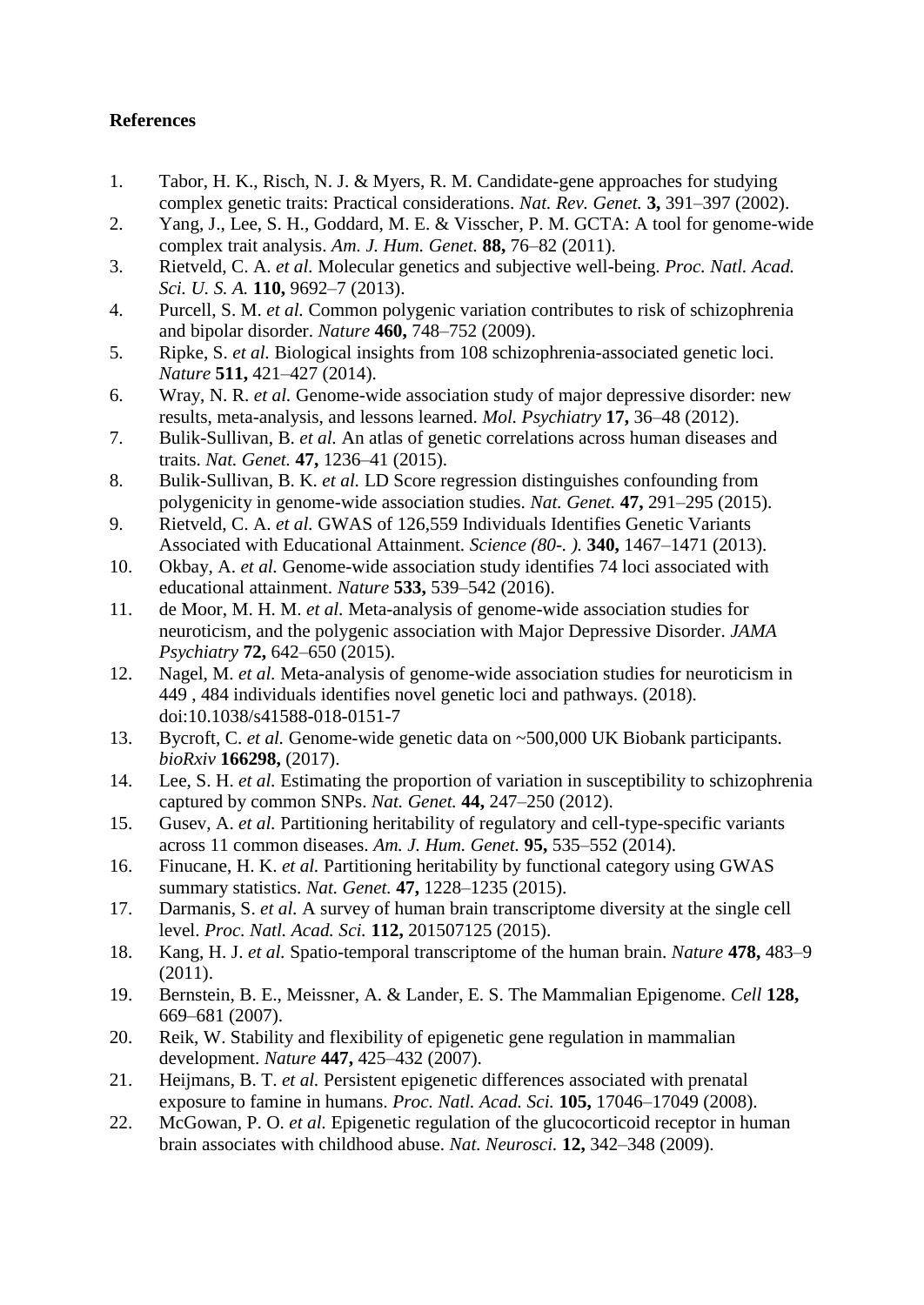**References**

1. Tabor, H. K., Risch, N. J. & Myers, R. M. Candidate-gene approaches for studying complex genetic traits: Practical considerations. *Nat. Rev. Genet.* **3,** 391–397 (2002).
2. Yang, J., Lee, S. H., Goddard, M. E. & Visscher, P. M. GCTA: A tool for genome-wide complex trait analysis. *Am. J. Hum. Genet.* **88,** 76–82 (2011).
3. Rietveld, C. A. *et al.* Molecular genetics and subjective well-being. *Proc. Natl. Acad. Sci. U. S. A.* **110,** 9692–7 (2013).
4. Purcell, S. M. *et al.* Common polygenic variation contributes to risk of schizophrenia and bipolar disorder. *Nature* **460,** 748–752 (2009).
5. Ripke, S. *et al.* Biological insights from 108 schizophrenia-associated genetic loci. *Nature* **511,** 421–427 (2014).
6. Wray, N. R. *et al.* Genome-wide association study of major depressive disorder: new results, meta-analysis, and lessons learned. *Mol. Psychiatry* **17,** 36–48 (2012).
7. Bulik-Sullivan, B. *et al.* An atlas of genetic correlations across human diseases and traits. *Nat. Genet.* **47,** 1236–41 (2015).
8. Bulik-Sullivan, B. K. *et al.* LD Score regression distinguishes confounding from polygenicity in genome-wide association studies. *Nat. Genet.* **47,** 291–295 (2015).
9. Rietveld, C. A. *et al.* GWAS of 126,559 Individuals Identifies Genetic Variants Associated with Educational Attainment. *Science (80-. ).* **340,** 1467–1471 (2013).
10. Okbay, A. *et al.* Genome-wide association study identifies 74 loci associated with educational attainment. *Nature* **533,** 539–542 (2016).
11. de Moor, M. H. M. *et al.* Meta-analysis of genome-wide association studies for neuroticism, and the polygenic association with Major Depressive Disorder. *JAMA Psychiatry* **72,** 642–650 (2015).
12. Nagel, M. *et al.* Meta-analysis of genome-wide association studies for neuroticism in 449 , 484 individuals identifies novel genetic loci and pathways. (2018). doi:10.1038/s41588-018-0151-7
13. Bycroft, C. *et al.* Genome-wide genetic data on ~500,000 UK Biobank participants. *bioRxiv* **166298,** (2017).
14. Lee, S. H. *et al.* Estimating the proportion of variation in susceptibility to schizophrenia captured by common SNPs. *Nat. Genet.* **44,** 247–250 (2012).
15. Gusev, A. *et al.* Partitioning heritability of regulatory and cell-type-specific variants across 11 common diseases. *Am. J. Hum. Genet.* **95,** 535–552 (2014).
16. Finucane, H. K. *et al.* Partitioning heritability by functional category using GWAS summary statistics. *Nat. Genet.* **47,** 1228–1235 (2015).
17. Darmanis, S. *et al.* A survey of human brain transcriptome diversity at the single cell level. *Proc. Natl. Acad. Sci.* **112,** 201507125 (2015).
18. Kang, H. J. *et al.* Spatio-temporal transcriptome of the human brain. *Nature* **478,** 483–9 (2011).
19. Bernstein, B. E., Meissner, A. & Lander, E. S. The Mammalian Epigenome. *Cell* **128,** 669–681 (2007).
20. Reik, W. Stability and flexibility of epigenetic gene regulation in mammalian development. *Nature* **447,** 425–432 (2007).
21. Heijmans, B. T. *et al.* Persistent epigenetic differences associated with prenatal exposure to famine in humans. *Proc. Natl. Acad. Sci.* **105,** 17046–17049 (2008).
22. McGowan, P. O. *et al.* Epigenetic regulation of the glucocorticoid receptor in human brain associates with childhood abuse. *Nat. Neurosci.* **12,** 342–348 (2009).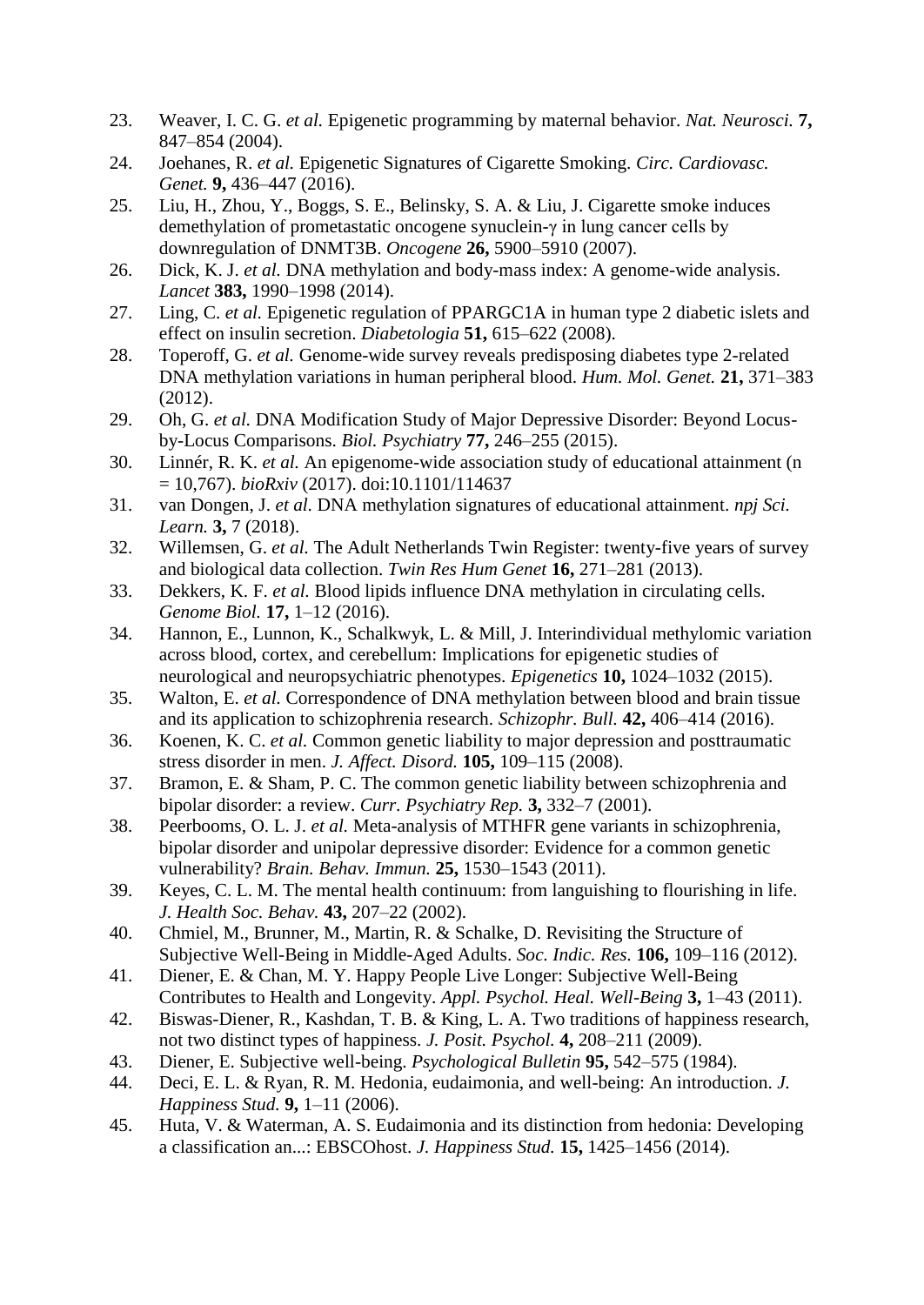23. Weaver, I. C. G. *et al.* Epigenetic programming by maternal behavior. *Nat. Neurosci.* **7,** 847–854 (2004).
24. Joehanes, R. *et al.* Epigenetic Signatures of Cigarette Smoking. *Circ. Cardiovasc. Genet.* **9,** 436–447 (2016).
25. Liu, H., Zhou, Y., Boggs, S. E., Belinsky, S. A. & Liu, J. Cigarette smoke induces demethylation of prometastatic oncogene synuclein-γ in lung cancer cells by downregulation of DNMT3B. *Oncogene* **26,** 5900–5910 (2007).
26. Dick, K. J. *et al.* DNA methylation and body-mass index: A genome-wide analysis. *Lancet* **383,** 1990–1998 (2014).
27. Ling, C. *et al.* Epigenetic regulation of PPARGC1A in human type 2 diabetic islets and effect on insulin secretion. *Diabetologia* **51,** 615–622 (2008).
28. Toperoff, G. *et al.* Genome-wide survey reveals predisposing diabetes type 2-related DNA methylation variations in human peripheral blood. *Hum. Mol. Genet.* **21,** 371–383 (2012).
29. Oh, G. *et al.* DNA Modification Study of Major Depressive Disorder: Beyond Locus-by-Locus Comparisons. *Biol. Psychiatry* **77,** 246–255 (2015).
30. Linnér, R. K. *et al.* An epigenome-wide association study of educational attainment (n = 10,767). *bioRxiv* (2017). doi:10.1101/114637
31. van Dongen, J. *et al.* DNA methylation signatures of educational attainment. *npj Sci. Learn.* **3,** 7 (2018).
32. Willemsen, G. *et al.* The Adult Netherlands Twin Register: twenty-five years of survey and biological data collection. *Twin Res Hum Genet* **16,** 271–281 (2013).
33. Dekkers, K. F. *et al.* Blood lipids influence DNA methylation in circulating cells. *Genome Biol.* **17,** 1–12 (2016).
34. Hannon, E., Lunnon, K., Schalkwyk, L. & Mill, J. Interindividual methylomic variation across blood, cortex, and cerebellum: Implications for epigenetic studies of neurological and neuropsychiatric phenotypes. *Epigenetics* **10,** 1024–1032 (2015).
35. Walton, E. *et al.* Correspondence of DNA methylation between blood and brain tissue and its application to schizophrenia research. *Schizophr. Bull.* **42,** 406–414 (2016).
36. Koenen, K. C. *et al.* Common genetic liability to major depression and posttraumatic stress disorder in men. *J. Affect. Disord.* **105,** 109–115 (2008).
37. Bramon, E. & Sham, P. C. The common genetic liability between schizophrenia and bipolar disorder: a review. *Curr. Psychiatry Rep.* **3,** 332–7 (2001).
38. Peerbooms, O. L. J. *et al.* Meta-analysis of MTHFR gene variants in schizophrenia, bipolar disorder and unipolar depressive disorder: Evidence for a common genetic vulnerability? *Brain. Behav. Immun.* **25,** 1530–1543 (2011).
39. Keyes, C. L. M. The mental health continuum: from languishing to flourishing in life. *J. Health Soc. Behav.* **43,** 207–22 (2002).
40. Chmiel, M., Brunner, M., Martin, R. & Schalke, D. Revisiting the Structure of Subjective Well-Being in Middle-Aged Adults. *Soc. Indic. Res.* **106,** 109–116 (2012).
41. Diener, E. & Chan, M. Y. Happy People Live Longer: Subjective Well-Being Contributes to Health and Longevity. *Appl. Psychol. Heal. Well-Being* **3,** 1–43 (2011).
42. Biswas-Diener, R., Kashdan, T. B. & King, L. A. Two traditions of happiness research, not two distinct types of happiness. *J. Posit. Psychol.* **4,** 208–211 (2009).
43. Diener, E. Subjective well-being. *Psychological Bulletin* **95,** 542–575 (1984).
44. Deci, E. L. & Ryan, R. M. Hedonia, eudaimonia, and well-being: An introduction. *J. Happiness Stud.* **9,** 1–11 (2006).
45. Huta, V. & Waterman, A. S. Eudaimonia and its distinction from hedonia: Developing a classification an...: EBSCOhost. *J. Happiness Stud.* **15,** 1425–1456 (2014).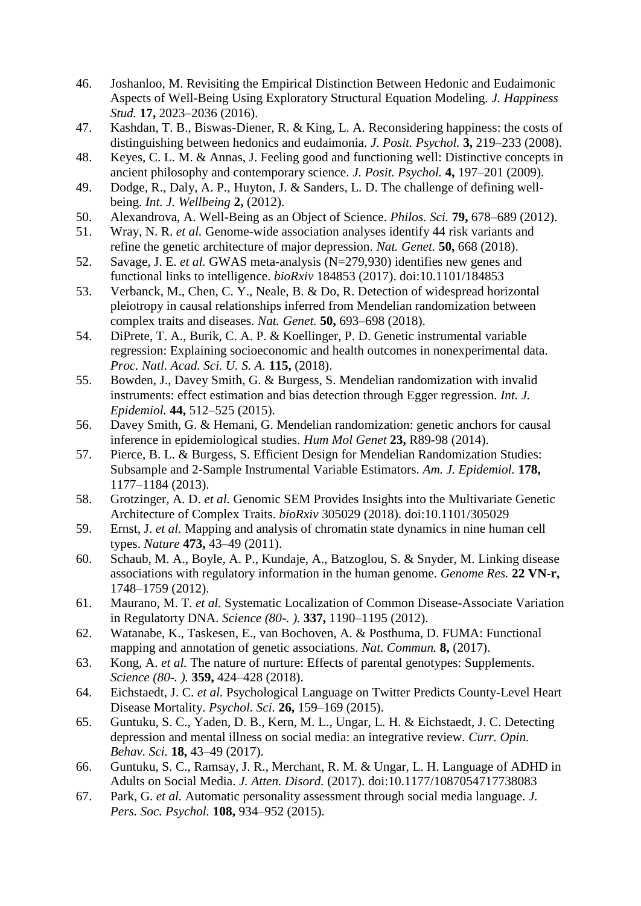46. Joshanloo, M. Revisiting the Empirical Distinction Between Hedonic and Eudaimonic Aspects of Well-Being Using Exploratory Structural Equation Modeling. *J. Happiness Stud.* **17,** 2023–2036 (2016).
47. Kashdan, T. B., Biswas-Diener, R. & King, L. A. Reconsidering happiness: the costs of distinguishing between hedonics and eudaimonia. *J. Posit. Psychol.* **3,** 219–233 (2008).
48. Keyes, C. L. M. & Annas, J. Feeling good and functioning well: Distinctive concepts in ancient philosophy and contemporary science. *J. Posit. Psychol.* **4,** 197–201 (2009).
49. Dodge, R., Daly, A. P., Huyton, J. & Sanders, L. D. The challenge of defining well-being. *Int. J. Wellbeing* **2,** (2012).
50. Alexandrova, A. Well-Being as an Object of Science. *Philos. Sci.* **79,** 678–689 (2012).
51. Wray, N. R. *et al.* Genome-wide association analyses identify 44 risk variants and refine the genetic architecture of major depression. *Nat. Genet.* **50,** 668 (2018).
52. Savage, J. E. *et al.* GWAS meta-analysis (N=279,930) identifies new genes and functional links to intelligence. *bioRxiv* 184853 (2017). doi:10.1101/184853
53. Verbanck, M., Chen, C. Y., Neale, B. & Do, R. Detection of widespread horizontal pleiotropy in causal relationships inferred from Mendelian randomization between complex traits and diseases. *Nat. Genet.* **50,** 693–698 (2018).
54. DiPrete, T. A., Burik, C. A. P. & Koellinger, P. D. Genetic instrumental variable regression: Explaining socioeconomic and health outcomes in nonexperimental data. *Proc. Natl. Acad. Sci. U. S. A.* **115,** (2018).
55. Bowden, J., Davey Smith, G. & Burgess, S. Mendelian randomization with invalid instruments: effect estimation and bias detection through Egger regression. *Int. J. Epidemiol.* **44,** 512–525 (2015).
56. Davey Smith, G. & Hemani, G. Mendelian randomization: genetic anchors for causal inference in epidemiological studies. *Hum Mol Genet* **23,** R89-98 (2014).
57. Pierce, B. L. & Burgess, S. Efficient Design for Mendelian Randomization Studies: Subsample and 2-Sample Instrumental Variable Estimators. *Am. J. Epidemiol.* **178,** 1177–1184 (2013).
58. Grotzinger, A. D. *et al.* Genomic SEM Provides Insights into the Multivariate Genetic Architecture of Complex Traits. *bioRxiv* 305029 (2018). doi:10.1101/305029
59. Ernst, J. *et al.* Mapping and analysis of chromatin state dynamics in nine human cell types. *Nature* **473,** 43–49 (2011).
60. Schaub, M. A., Boyle, A. P., Kundaje, A., Batzoglou, S. & Snyder, M. Linking disease associations with regulatory information in the human genome. *Genome Res.* **22 VN-r,** 1748–1759 (2012).
61. Maurano, M. T. *et al.* Systematic Localization of Common Disease-Associate Variation in Regulatorty DNA. *Science (80-. ).* **337,** 1190–1195 (2012).
62. Watanabe, K., Taskesen, E., van Bochoven, A. & Posthuma, D. FUMA: Functional mapping and annotation of genetic associations. *Nat. Commun.* **8,** (2017).
63. Kong, A. *et al.* The nature of nurture: Effects of parental genotypes: Supplements. *Science (80-. ).* **359,** 424–428 (2018).
64. Eichstaedt, J. C. *et al.* Psychological Language on Twitter Predicts County-Level Heart Disease Mortality. *Psychol. Sci.* **26,** 159–169 (2015).
65. Guntuku, S. C., Yaden, D. B., Kern, M. L., Ungar, L. H. & Eichstaedt, J. C. Detecting depression and mental illness on social media: an integrative review. *Curr. Opin. Behav. Sci.* **18,** 43–49 (2017).
66. Guntuku, S. C., Ramsay, J. R., Merchant, R. M. & Ungar, L. H. Language of ADHD in Adults on Social Media. *J. Atten. Disord.* (2017). doi:10.1177/1087054717738083
67. Park, G. *et al.* Automatic personality assessment through social media language. *J. Pers. Soc. Psychol.* **108,** 934–952 (2015).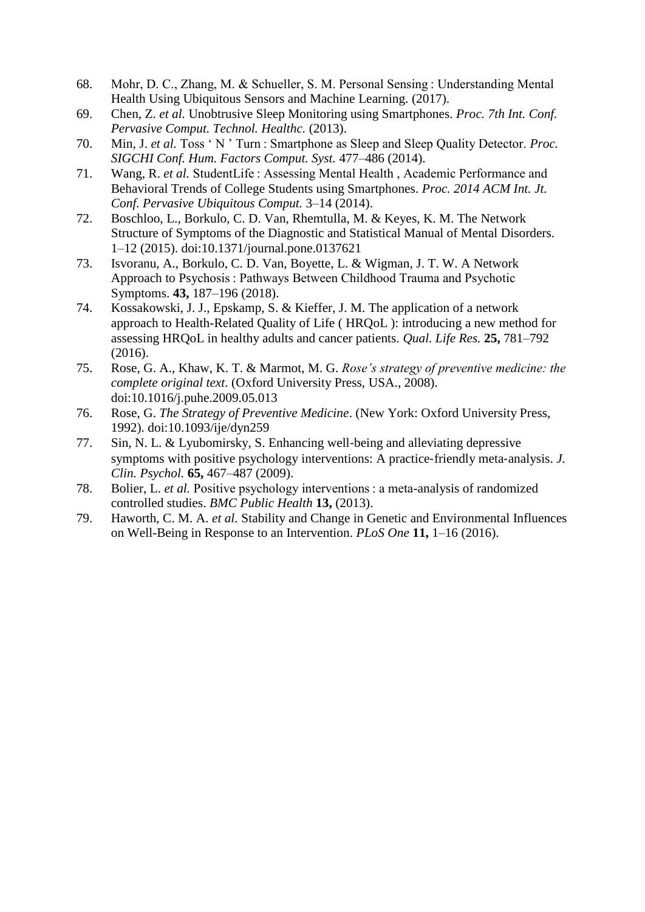68. Mohr, D. C., Zhang, M. & Schueller, S. M. Personal Sensing : Understanding Mental Health Using Ubiquitous Sensors and Machine Learning. (2017).
69. Chen, Z. *et al.* Unobtrusive Sleep Monitoring using Smartphones. *Proc. 7th Int. Conf. Pervasive Comput. Technol. Healthc.* (2013).
70. Min, J. *et al.* Toss ' N ' Turn : Smartphone as Sleep and Sleep Quality Detector. *Proc. SIGCHI Conf. Hum. Factors Comput. Syst.* 477–486 (2014).
71. Wang, R. *et al.* StudentLife : Assessing Mental Health , Academic Performance and Behavioral Trends of College Students using Smartphones. *Proc. 2014 ACM Int. Jt. Conf. Pervasive Ubiquitous Comput.* 3–14 (2014).
72. Boschloo, L., Borkulo, C. D. Van, Rhemtulla, M. & Keyes, K. M. The Network Structure of Symptoms of the Diagnostic and Statistical Manual of Mental Disorders. 1–12 (2015). doi:10.1371/journal.pone.0137621
73. Isvoranu, A., Borkulo, C. D. Van, Boyette, L. & Wigman, J. T. W. A Network Approach to Psychosis : Pathways Between Childhood Trauma and Psychotic Symptoms. **43,** 187–196 (2018).
74. Kossakowski, J. J., Epskamp, S. & Kieffer, J. M. The application of a network approach to Health-Related Quality of Life ( HRQoL ): introducing a new method for assessing HRQoL in healthy adults and cancer patients. *Qual. Life Res.* **25,** 781–792 (2016).
75. Rose, G. A., Khaw, K. T. & Marmot, M. G. *Rose's strategy of preventive medicine: the complete original text*. (Oxford University Press, USA., 2008). doi:10.1016/j.puhe.2009.05.013
76. Rose, G. *The Strategy of Preventive Medicine*. (New York: Oxford University Press, 1992). doi:10.1093/ije/dyn259
77. Sin, N. L. & Lyubomirsky, S. Enhancing well-being and alleviating depressive symptoms with positive psychology interventions: A practice-friendly meta-analysis. *J. Clin. Psychol.* **65,** 467–487 (2009).
78. Bolier, L. *et al.* Positive psychology interventions : a meta-analysis of randomized controlled studies. *BMC Public Health* **13,** (2013).
79. Haworth, C. M. A. *et al.* Stability and Change in Genetic and Environmental Influences on Well-Being in Response to an Intervention. *PLoS One* **11,** 1–16 (2016).